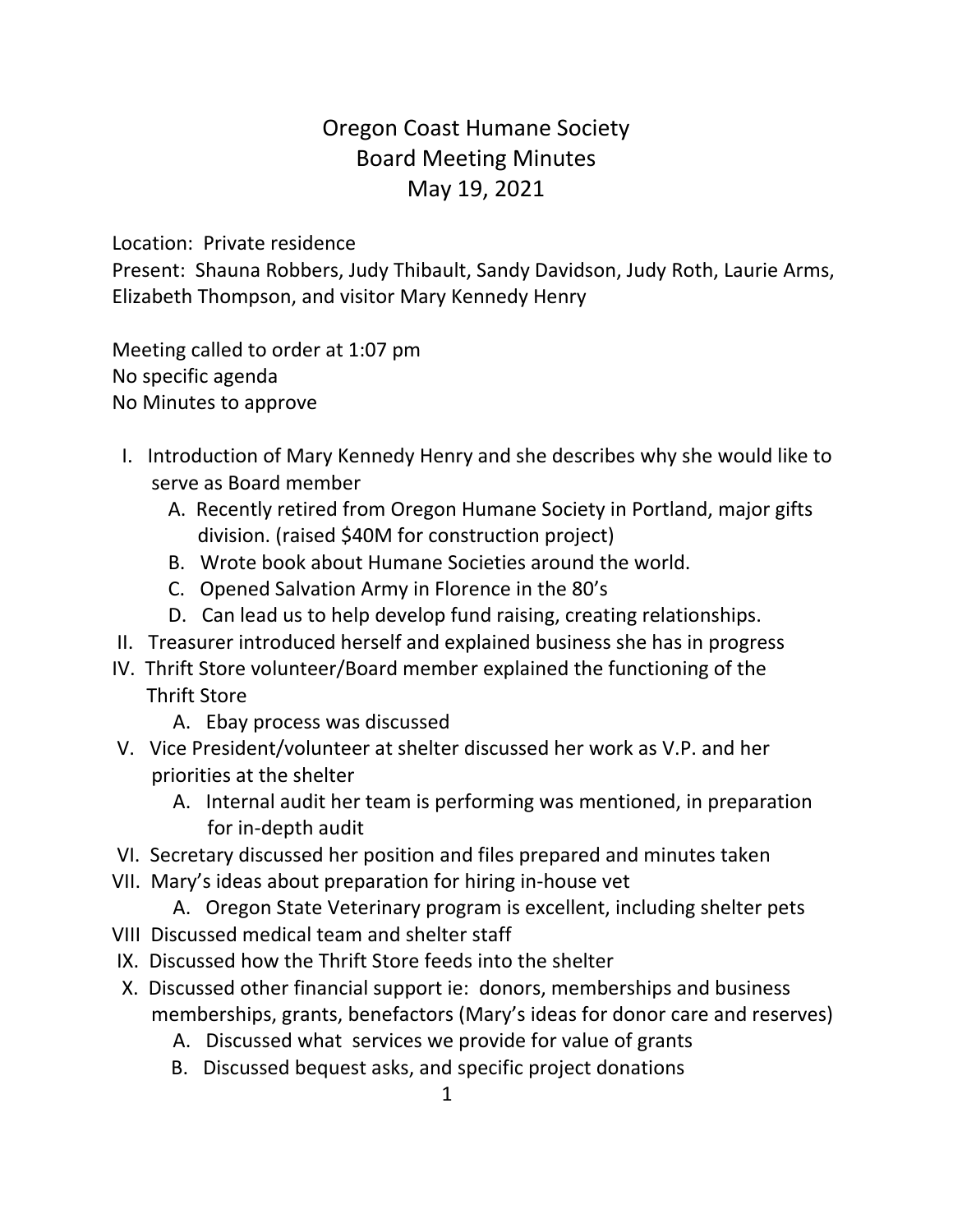# Oregon Coast Humane Society
## Board Meeting Minutes
## May 19, 2021

Location: Private residence
Present: Shauna Robbers, Judy Thibault, Sandy Davidson, Judy Roth, Laurie Arms, Elizabeth Thompson, and visitor Mary Kennedy Henry

Meeting called to order at 1:07 pm
No specific agenda
No Minutes to approve

I. Introduction of Mary Kennedy Henry and she describes why she would like to serve as Board member
   A. Recently retired from Oregon Humane Society in Portland, major gifts division. (raised $40M for construction project)
   B. Wrote book about Humane Societies around the world.
   C. Opened Salvation Army in Florence in the 80's
   D. Can lead us to help develop fund raising, creating relationships.

II. Treasurer introduced herself and explained business she has in progress

IV. Thrift Store volunteer/Board member explained the functioning of the Thrift Store
   A. Ebay process was discussed

V. Vice President/volunteer at shelter discussed her work as V.P. and her priorities at the shelter
   A. Internal audit her team is performing was mentioned, in preparation for in-depth audit

VI. Secretary discussed her position and files prepared and minutes taken

VII. Mary's ideas about preparation for hiring in-house vet
   A. Oregon State Veterinary program is excellent, including shelter pets

VIII Discussed medical team and shelter staff

IX. Discussed how the Thrift Store feeds into the shelter

X. Discussed other financial support ie: donors, memberships and business memberships, grants, benefactors (Mary's ideas for donor care and reserves)
   A. Discussed what services we provide for value of grants
   B. Discussed bequest asks, and specific project donations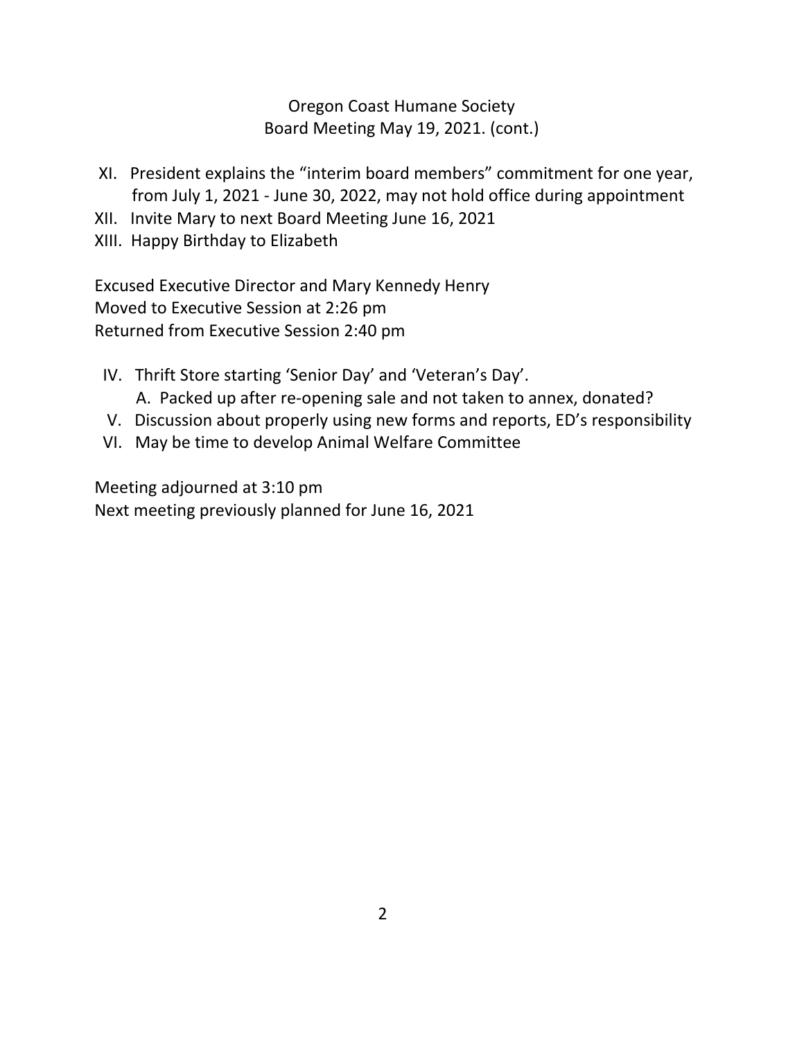Oregon Coast Humane Society
Board Meeting May 19, 2021. (cont.)

XI. President explains the "interim board members" commitment for one year, from July 1, 2021 - June 30, 2022, may not hold office during appointment
XII. Invite Mary to next Board Meeting June 16, 2021
XIII. Happy Birthday to Elizabeth

Excused Executive Director and Mary Kennedy Henry
Moved to Executive Session at 2:26 pm
Returned from Executive Session 2:40 pm

IV. Thrift Store starting 'Senior Day' and 'Veteran's Day'.
    A. Packed up after re-opening sale and not taken to annex, donated?
V. Discussion about properly using new forms and reports, ED's responsibility
VI. May be time to develop Animal Welfare Committee

Meeting adjourned at 3:10 pm
Next meeting previously planned for June 16, 2021